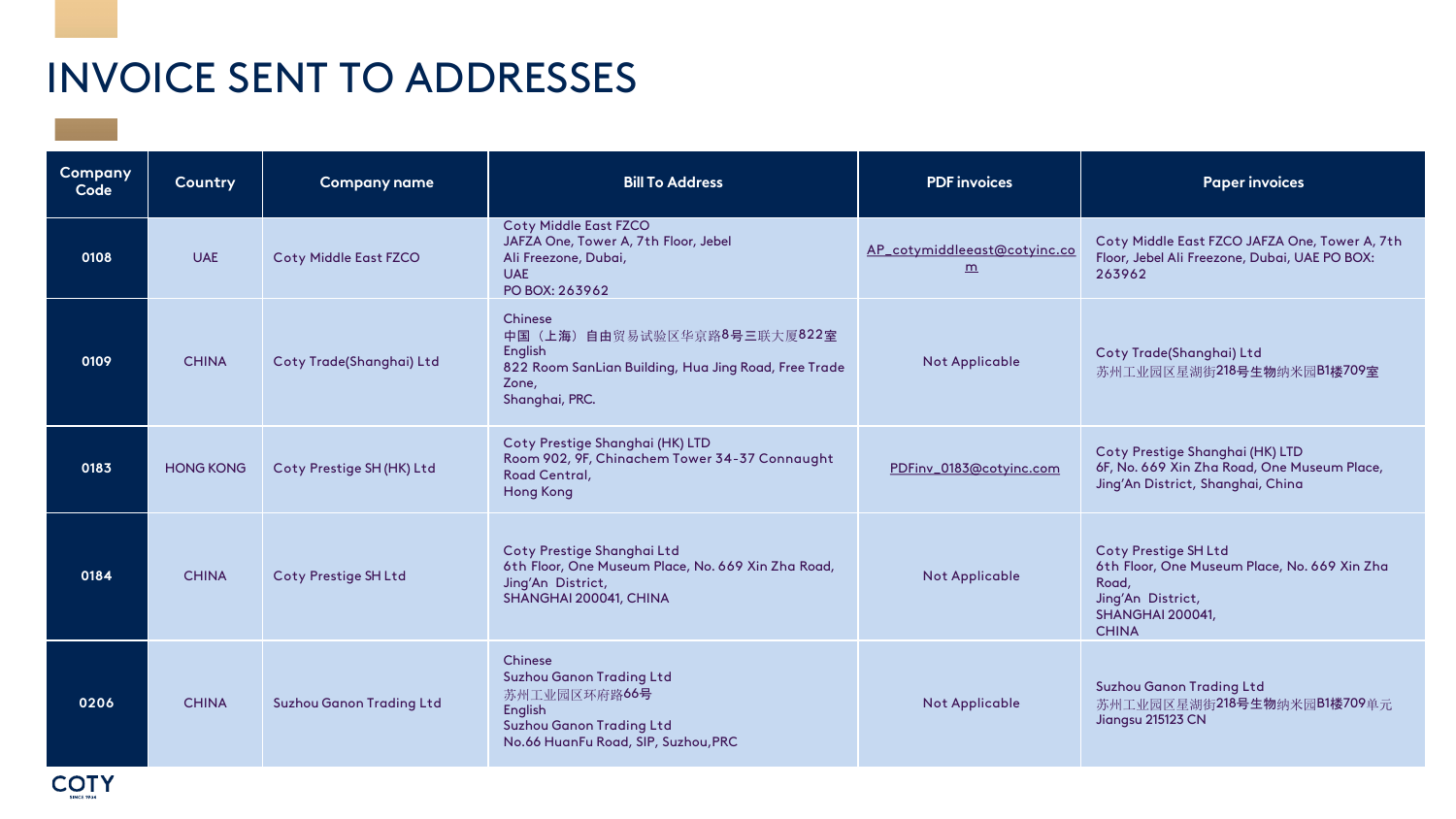# INVOICE SENT TO ADDRESSES

| Company Code | Country | Company name | Bill To Address | PDF invoices | Paper invoices |
|---|---|---|---|---|---|
| 0108 | UAE | Coty Middle East FZCO | Coty Middle East FZCO<br>JAFZA One, Tower A, 7th Floor, Jebel Ali Freezone, Dubai,<br>UAE<br>PO BOX: 263962 | AP_cotymiddleeast@cotyinc.com | Coty Middle East FZCO JAFZA One, Tower A, 7th Floor, Jebel Ali Freezone, Dubai, UAE PO BOX: 263962 |
| 0109 | CHINA | Coty Trade(Shanghai) Ltd | Chinese<br>中国（上海）自由贸易试验区华京路8号三联大厦822室<br>English<br>822 Room SanLian Building, Hua Jing Road, Free Trade Zone,<br>Shanghai, PRC. | Not Applicable | Coty Trade(Shanghai) Ltd<br>苏州工业园区星湖街218号生物纳米园B1楼709室 |
| 0183 | HONG KONG | Coty Prestige SH (HK) Ltd | Coty Prestige Shanghai (HK) LTD<br>Room 902, 9F, Chinachem Tower 34-37 Connaught Road Central,<br>Hong Kong | PDFinv_0183@cotyinc.com | Coty Prestige Shanghai (HK) LTD<br>6F, No. 669 Xin Zha Road, One Museum Place, Jing'An District, Shanghai, China |
| 0184 | CHINA | Coty Prestige SH Ltd | Coty Prestige Shanghai Ltd<br>6th Floor, One Museum Place, No. 669 Xin Zha Road, Jing'An District,<br>SHANGHAI 200041, CHINA | Not Applicable | Coty Prestige SH Ltd<br>6th Floor, One Museum Place, No. 669 Xin Zha Road,<br>Jing'An District,<br>SHANGHAI 200041,<br>CHINA |
| 0206 | CHINA | Suzhou Ganon Trading Ltd | Chinese<br>Suzhou Ganon Trading Ltd<br>苏州工业园区环府路66号<br>English<br>Suzhou Ganon Trading Ltd<br>No.66 HuanFu Road, SIP, Suzhou,PRC | Not Applicable | Suzhou Ganon Trading Ltd<br>苏州工业园区星湖街218号生物纳米园B1楼709单元<br>Jiangsu 215123 CN |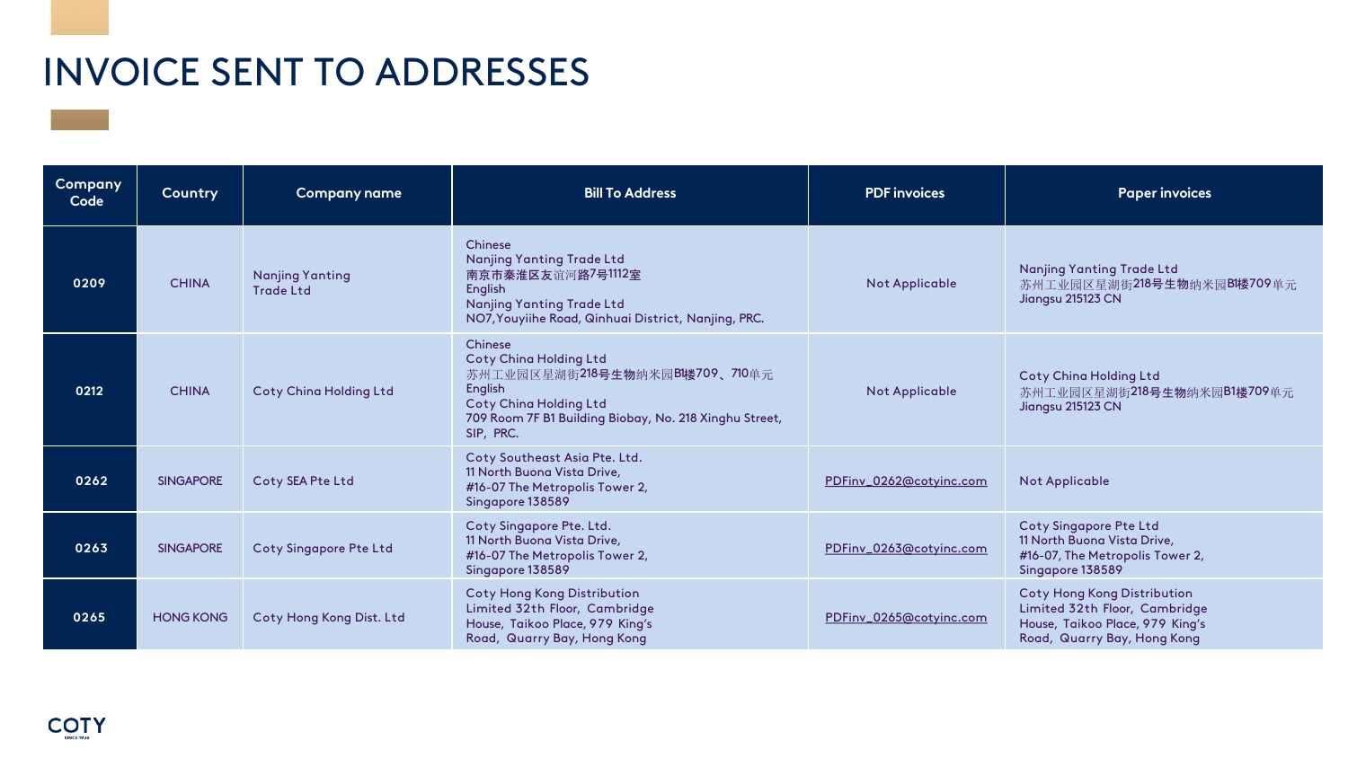# INVOICE SENT TO ADDRESSES

| Company Code | Country | Company name | Bill To Address | PDF invoices | Paper invoices |
|---|---|---|---|---|---|
| 0209 | CHINA | Nanjing Yanting Trade Ltd | Chinese<br>Nanjing Yanting Trade Ltd<br>南京市秦淮区友谊河路7号1112室<br>English<br>Nanjing Yanting Trade Ltd<br>NO7,Youyiihe Road, Qinhuai District, Nanjing, PRC. | Not Applicable | Nanjing Yanting Trade Ltd<br>苏州工业园区星湖街218号生物纳米园B1楼709单元<br>Jiangsu 215123 CN |
| 0212 | CHINA | Coty China Holding Ltd | Chinese<br>Coty China Holding Ltd<br>苏州工业园区星湖街218号生物纳米园B1楼709、710单元<br>English<br>Coty China Holding Ltd<br>709 Room 7F B1 Building Biobay, No. 218 Xinghu Street, SIP, PRC. | Not Applicable | Coty China Holding Ltd<br>苏州工业园区星湖街218号生物纳米园B1楼709单元<br>Jiangsu 215123 CN |
| 0262 | SINGAPORE | Coty SEA Pte Ltd | Coty Southeast Asia Pte. Ltd.<br>11 North Buona Vista Drive,<br>#16-07 The Metropolis Tower 2,<br>Singapore 138589 | PDFinv_0262@cotyinc.com | Not Applicable |
| 0263 | SINGAPORE | Coty Singapore Pte Ltd | Coty Singapore Pte. Ltd.<br>11 North Buona Vista Drive,<br>#16-07 The Metropolis Tower 2,<br>Singapore 138589 | PDFinv_0263@cotyinc.com | Coty Singapore Pte Ltd<br>11 North Buona Vista Drive,<br>#16-07, The Metropolis Tower 2,<br>Singapore 138589 |
| 0265 | HONG KONG | Coty Hong Kong Dist. Ltd | Coty Hong Kong Distribution Limited 32th Floor, Cambridge House, Taikoo Place, 979 King's Road, Quarry Bay, Hong Kong | PDFinv_0265@cotyinc.com | Coty Hong Kong Distribution Limited 32th Floor, Cambridge House, Taikoo Place, 979 King's Road, Quarry Bay, Hong Kong |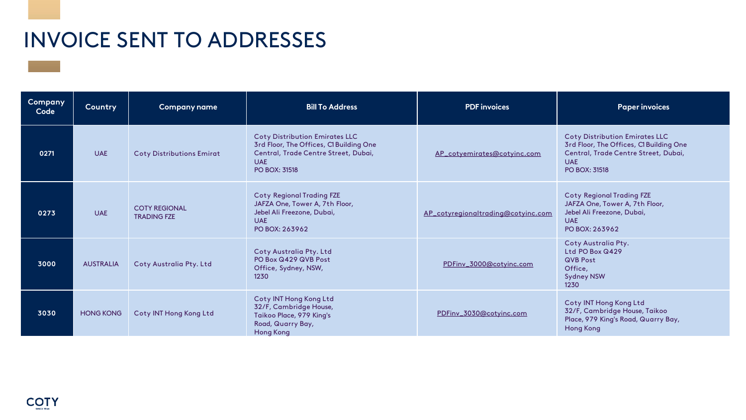# INVOICE SENT TO ADDRESSES

| Company Code | Country | Company name | Bill To Address | PDF invoices | Paper invoices |
|---|---|---|---|---|---|
| 0271 | UAE | Coty Distributions Emirat | Coty Distribution Emirates LLC 3rd Floor, The Offices, C1 Building One Central, Trade Centre Street, Dubai, UAE PO BOX: 31518 | AP_cotyemirates@cotyinc.com | Coty Distribution Emirates LLC 3rd Floor, The Offices, C1 Building One Central, Trade Centre Street, Dubai, UAE PO BOX: 31518 |
| 0273 | UAE | COTY REGIONAL TRADING FZE | Coty Regional Trading FZE JAFZA One, Tower A, 7th Floor, Jebel Ali Freezone, Dubai, UAE PO BOX: 263962 | AP_cotyregionaltrading@cotyinc.com | Coty Regional Trading FZE JAFZA One, Tower A, 7th Floor, Jebel Ali Freezone, Dubai, UAE PO BOX: 263962 |
| 3000 | AUSTRALIA | Coty Australia Pty. Ltd | Coty Australia Pty. Ltd PO Box Q429 QVB Post Office, Sydney, NSW, 1230 | PDFinv_3000@cotyinc.com | Coty Australia Pty. Ltd PO Box Q429 QVB Post Office, Sydney NSW 1230 |
| 3030 | HONG KONG | Coty INT Hong Kong Ltd | Coty INT Hong Kong Ltd 32/F, Cambridge House, Taikoo Place, 979 King's Road, Quarry Bay, Hong Kong | PDFinv_3030@cotyinc.com | Coty INT Hong Kong Ltd 32/F, Cambridge House, Taikoo Place, 979 King's Road, Quarry Bay, Hong Kong |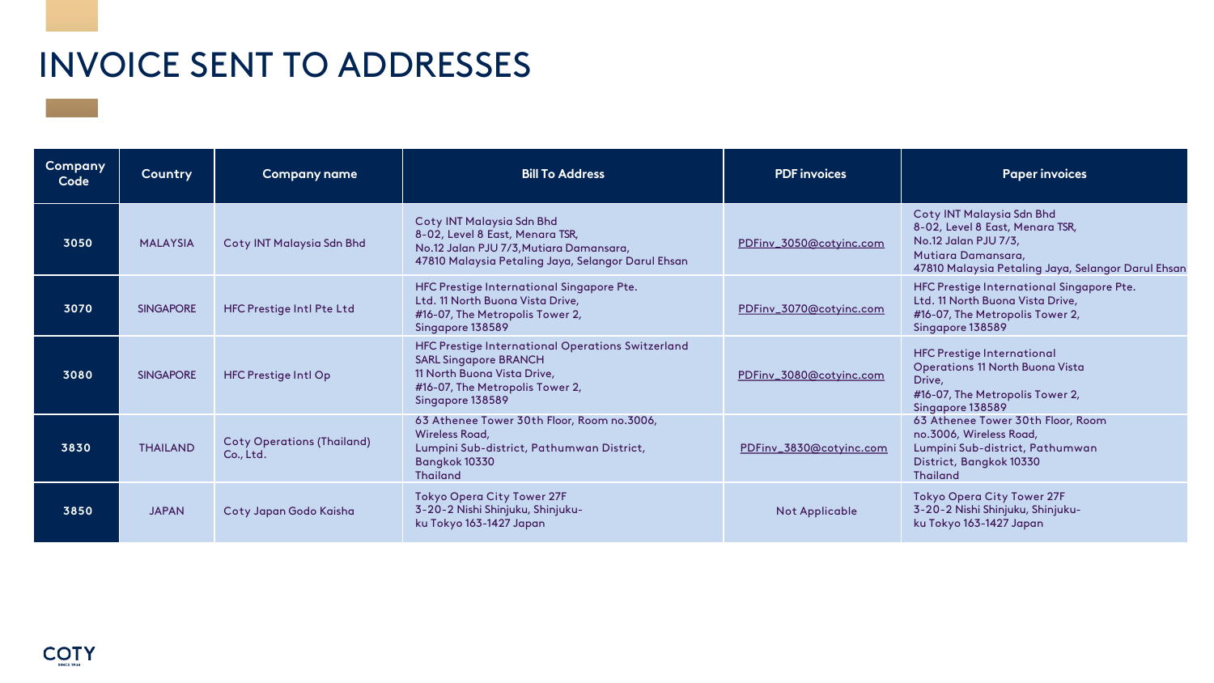# INVOICE SENT TO ADDRESSES

| Company Code | Country | Company name | Bill To Address | PDF invoices | Paper invoices |
|---|---|---|---|---|---|
| **3050** | MALAYSIA | Coty INT Malaysia Sdn Bhd | Coty INT Malaysia Sdn Bhd<br>8-02, Level 8 East, Menara TSR,<br>No.12 Jalan PJU 7/3,Mutiara Damansara,<br>47810 Malaysia Petaling Jaya, Selangor Darul Ehsan | PDFinv_3050@cotyinc.com | Coty INT Malaysia Sdn Bhd<br>8-02, Level 8 East, Menara TSR,<br>No.12 Jalan PJU 7/3,<br>Mutiara Damansara,<br>47810 Malaysia Petaling Jaya, Selangor Darul Ehsan |
| **3070** | SINGAPORE | HFC Prestige Intl Pte Ltd | HFC Prestige International Singapore Pte.<br>Ltd. 11 North Buona Vista Drive,<br>#16-07, The Metropolis Tower 2,<br>Singapore 138589 | PDFinv_3070@cotyinc.com | HFC Prestige International Singapore Pte.<br>Ltd. 11 North Buona Vista Drive,<br>#16-07, The Metropolis Tower 2,<br>Singapore 138589 |
| **3080** | SINGAPORE | HFC Prestige Intl Op | HFC Prestige International Operations Switzerland<br>SARL Singapore BRANCH<br>11 North Buona Vista Drive,<br>#16-07, The Metropolis Tower 2,<br>Singapore 138589 | PDFinv_3080@cotyinc.com | HFC Prestige International<br>Operations 11 North Buona Vista<br>Drive,<br>#16-07, The Metropolis Tower 2,<br>Singapore 138589 |
| **3830** | THAILAND | Coty Operations (Thailand) Co., Ltd. | 63 Athenee Tower 30th Floor, Room no.3006,<br>Wireless Road,<br>Lumpini Sub-district, Pathumwan District,<br>Bangkok 10330<br>Thailand | PDFinv_3830@cotyinc.com | 63 Athenee Tower 30th Floor, Room<br>no.3006, Wireless Road,<br>Lumpini Sub-district, Pathumwan<br>District, Bangkok 10330<br>Thailand |
| **3850** | JAPAN | Coty Japan Godo Kaisha | Tokyo Opera City Tower 27F<br>3-20-2 Nishi Shinjuku, Shinjuku-<br>ku Tokyo 163-1427 Japan | Not Applicable | Tokyo Opera City Tower 27F<br>3-20-2 Nishi Shinjuku, Shinjuku-<br>ku Tokyo 163-1427 Japan |